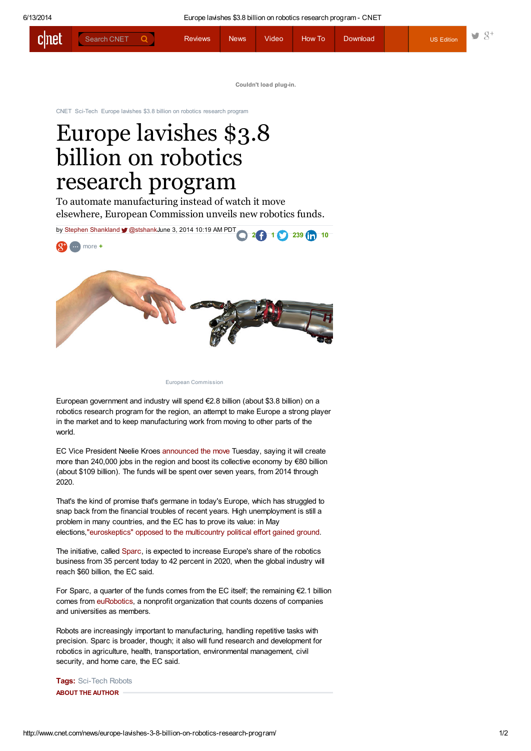Couldn't load plug-in.

CNET Sci-Tech Europe lavishes $3.8 billion on robotics research program

# Europe lavishes $3.8 billion on robotics research program

## To automate manufacturing instead of watch it move elsewhere, European Commission unveils new robotics funds.

by Stephen Shankland @stshank June 3, 2014 10:19 AM PDT 2 1 239 10

more +

European Commission

European government and industry will spend €2.8 billion (about $3.8 billion) on a robotics research program for the region, an attempt to make Europe a strong player in the market and to keep manufacturing work from moving to other parts of the world.

EC Vice President Neelie Kroes announced the move Tuesday, saying it will create more than 240,000 jobs in the region and boost its collective economy by €80 billion (about $109 billion). The funds will be spent over seven years, from 2014 through 2020.

That's the kind of promise that's germane in today's Europe, which has struggled to snap back from the financial troubles of recent years. High unemployment is still a problem in many countries, and the EC has to prove its value: in May elections, "euroskeptics" opposed to the multicountry political effort gained ground.

The initiative, called Sparc, is expected to increase Europe's share of the robotics business from 35 percent today to 42 percent in 2020, when the global industry will reach $60 billion, the EC said.

For Sparc, a quarter of the funds comes from the EC itself; the remaining €2.1 billion comes from euRobotics, a nonprofit organization that counts dozens of companies and universities as members.

Robots are increasingly important to manufacturing, handling repetitive tasks with precision. Sparc is broader, though; it also will fund research and development for robotics in agriculture, health, transportation, environmental management, civil security, and home care, the EC said.

**Tags:** Sci-Tech Robots

**ABOUT THE AUTHOR**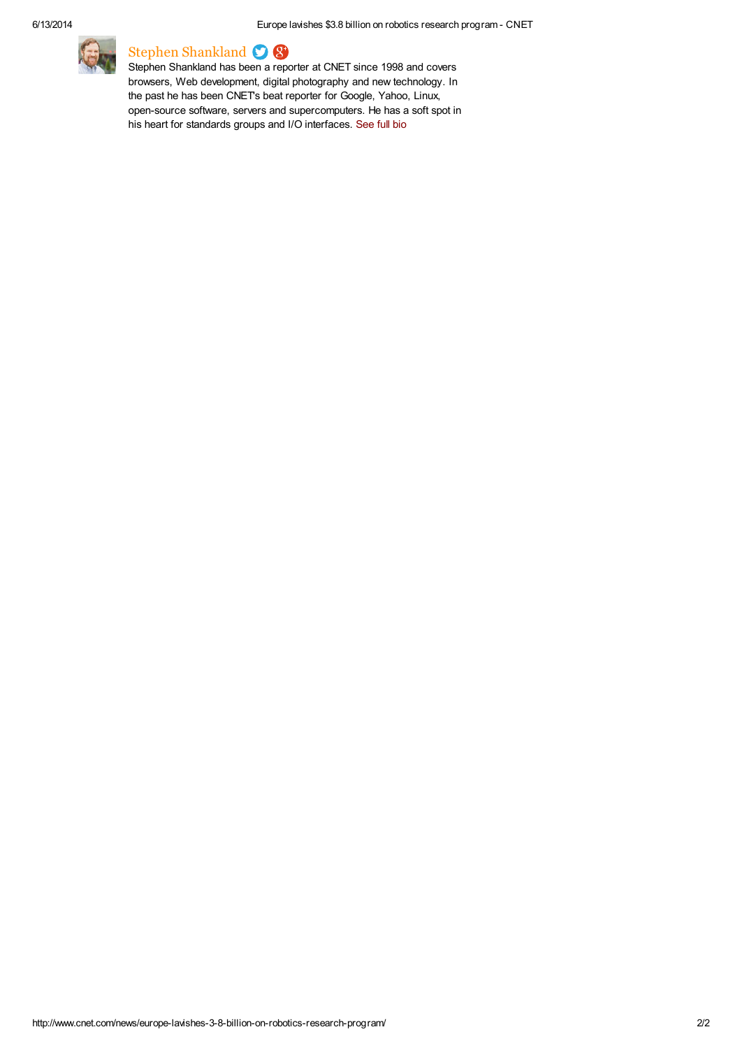Stephen Shankland

Stephen Shankland has been a reporter at CNET since 1998 and covers browsers, Web development, digital photography and new technology. In the past he has been CNET's beat reporter for Google, Yahoo, Linux, open-source software, servers and supercomputers. He has a soft spot in his heart for standards groups and I/O interfaces. See full bio